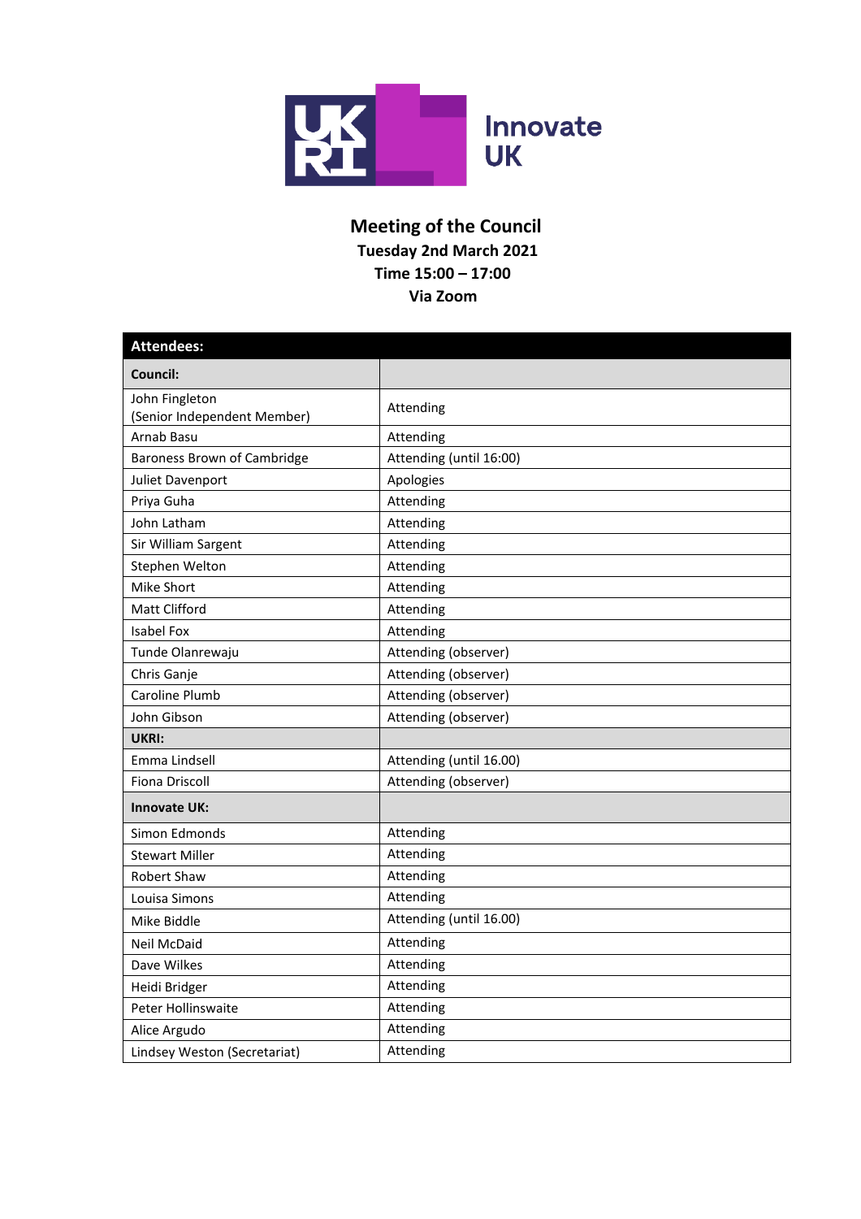Innovate UK

# Meeting of the Council

**Tuesday 2nd March 2021**

**Time 15:00 – 17:00**

**Via Zoom**

| **Attendees:** | |
|---|---|
| **Council:** | |
| John Fingleton (Senior Independent Member) | Attending |
| Arnab Basu | Attending |
| Baroness Brown of Cambridge | Attending (until 16:00) |
| Juliet Davenport | Apologies |
| Priya Guha | Attending |
| John Latham | Attending |
| Sir William Sargent | Attending |
| Stephen Welton | Attending |
| Mike Short | Attending |
| Matt Clifford | Attending |
| Isabel Fox | Attending |
| Tunde Olanrewaju | Attending (observer) |
| Chris Ganje | Attending (observer) |
| Caroline Plumb | Attending (observer) |
| John Gibson | Attending (observer) |
| **UKRI:** | |
| Emma Lindsell | Attending (until 16.00) |
| Fiona Driscoll | Attending (observer) |
| **Innovate UK:** | |
| Simon Edmonds | Attending |
| Stewart Miller | Attending |
| Robert Shaw | Attending |
| Louisa Simons | Attending |
| Mike Biddle | Attending (until 16.00) |
| Neil McDaid | Attending |
| Dave Wilkes | Attending |
| Heidi Bridger | Attending |
| Peter Hollinswaite | Attending |
| Alice Argudo | Attending |
| Lindsey Weston (Secretariat) | Attending |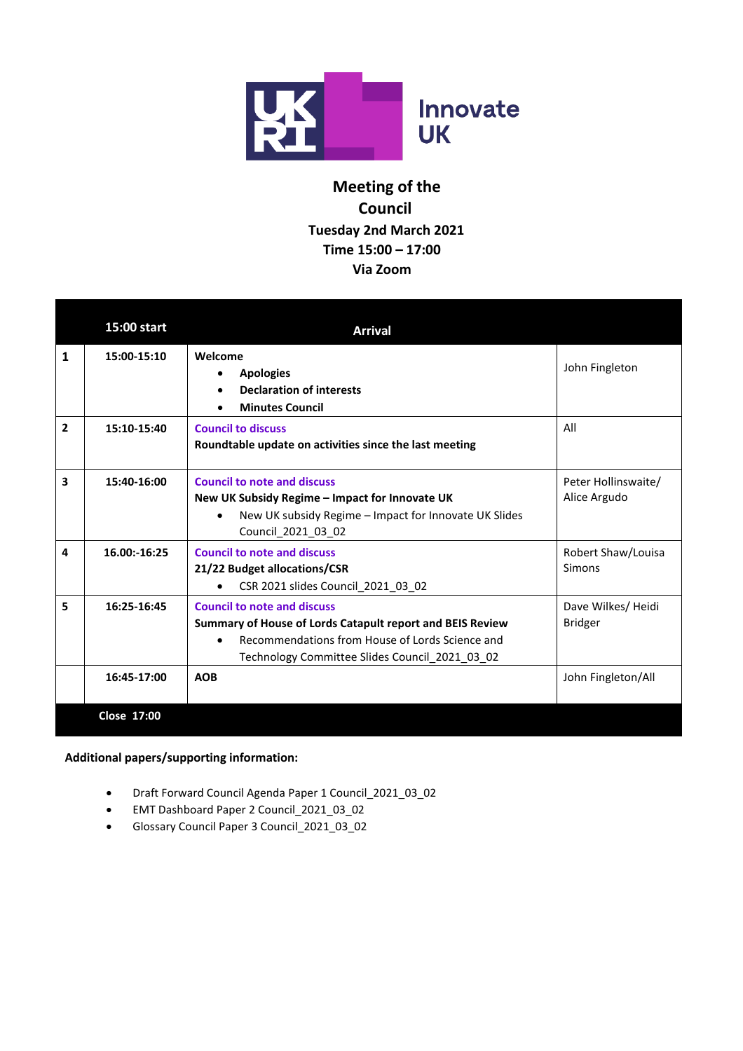Innovate UK

# Meeting of the Council

**Tuesday 2nd March 2021**
**Time 15:00 – 17:00**
**Via Zoom**

| | 15:00 start | Arrival | |
|---|---|---|---|
| **1** | **15:00-15:10** | **Welcome**<br>• **Apologies**<br>• **Declaration of interests**<br>• **Minutes Council** | John Fingleton |
| **2** | **15:10-15:40** | **Council to discuss**<br>**Roundtable update on activities since the last meeting** | All |
| **3** | **15:40-16:00** | **Council to note and discuss**<br>**New UK Subsidy Regime – Impact for Innovate UK**<br>• New UK subsidy Regime – Impact for Innovate UK Slides Council_2021_03_02 | Peter Hollinswaite/ Alice Argudo |
| **4** | **16.00:-16:25** | **Council to note and discuss**<br>**21/22 Budget allocations/CSR**<br>• CSR 2021 slides Council_2021_03_02 | Robert Shaw/Louisa Simons |
| **5** | **16:25-16:45** | **Council to note and discuss**<br>**Summary of House of Lords Catapult report and BEIS Review**<br>• Recommendations from House of Lords Science and Technology Committee Slides Council_2021_03_02 | Dave Wilkes/ Heidi Bridger |
| | **16:45-17:00** | **AOB** | John Fingleton/All |
| | **Close 17:00** | | |

**Additional papers/supporting information:**

- Draft Forward Council Agenda Paper 1 Council_2021_03_02
- EMT Dashboard Paper 2 Council_2021_03_02
- Glossary Council Paper 3 Council_2021_03_02